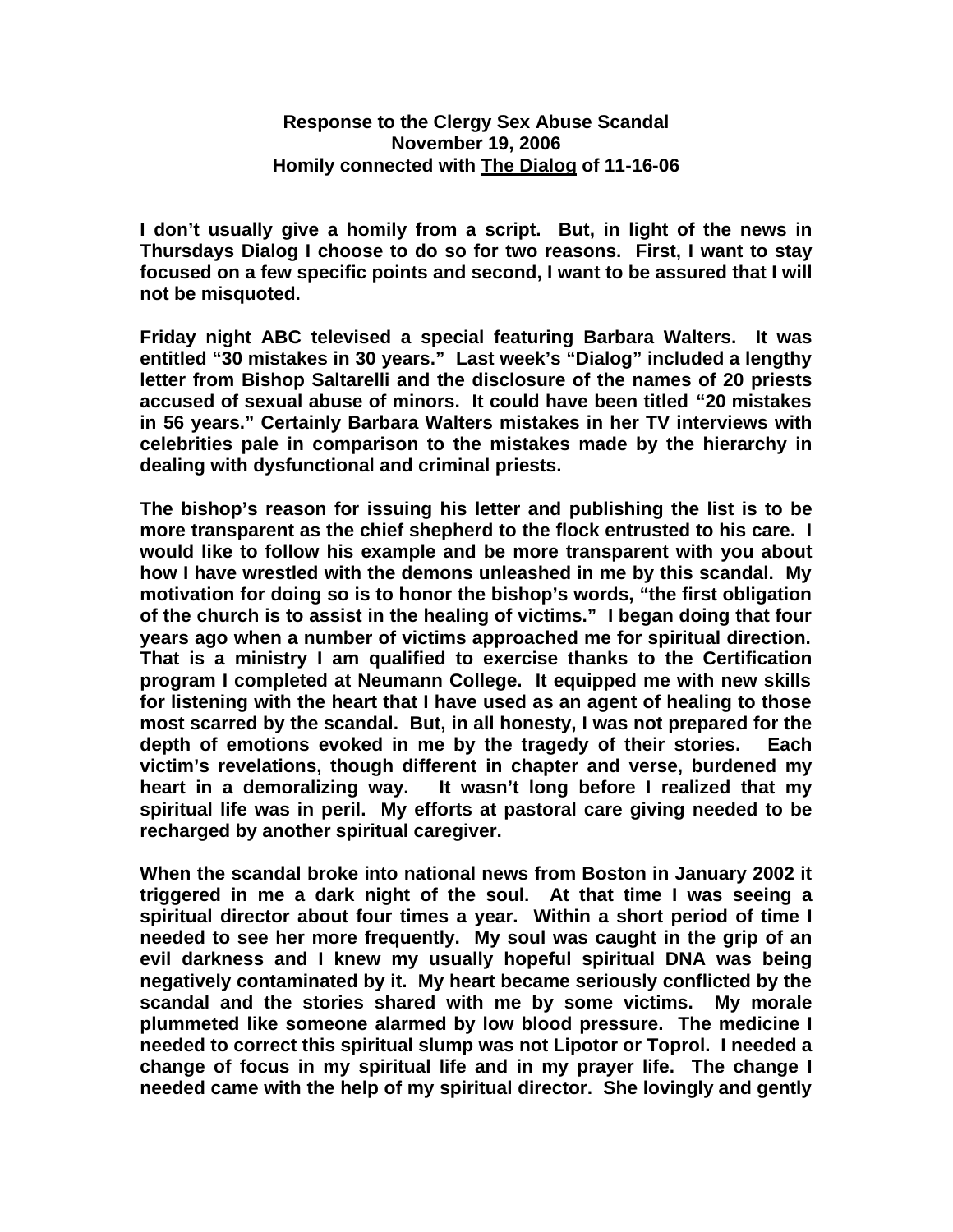**Response to the Clergy Sex Abuse Scandal**
**November 19, 2006**
**Homily connected with The Dialog of 11-16-06**

**I don't usually give a homily from a script. But, in light of the news in Thursdays Dialog I choose to do so for two reasons. First, I want to stay focused on a few specific points and second, I want to be assured that I will not be misquoted.**

**Friday night ABC televised a special featuring Barbara Walters. It was entitled "30 mistakes in 30 years." Last week's "Dialog" included a lengthy letter from Bishop Saltarelli and the disclosure of the names of 20 priests accused of sexual abuse of minors. It could have been titled "20 mistakes in 56 years." Certainly Barbara Walters mistakes in her TV interviews with celebrities pale in comparison to the mistakes made by the hierarchy in dealing with dysfunctional and criminal priests.**

**The bishop's reason for issuing his letter and publishing the list is to be more transparent as the chief shepherd to the flock entrusted to his care. I would like to follow his example and be more transparent with you about how I have wrestled with the demons unleashed in me by this scandal. My motivation for doing so is to honor the bishop's words, "the first obligation of the church is to assist in the healing of victims." I began doing that four years ago when a number of victims approached me for spiritual direction. That is a ministry I am qualified to exercise thanks to the Certification program I completed at Neumann College. It equipped me with new skills for listening with the heart that I have used as an agent of healing to those most scarred by the scandal. But, in all honesty, I was not prepared for the depth of emotions evoked in me by the tragedy of their stories. Each victim's revelations, though different in chapter and verse, burdened my heart in a demoralizing way. It wasn't long before I realized that my spiritual life was in peril. My efforts at pastoral care giving needed to be recharged by another spiritual caregiver.**

**When the scandal broke into national news from Boston in January 2002 it triggered in me a dark night of the soul. At that time I was seeing a spiritual director about four times a year. Within a short period of time I needed to see her more frequently. My soul was caught in the grip of an evil darkness and I knew my usually hopeful spiritual DNA was being negatively contaminated by it. My heart became seriously conflicted by the scandal and the stories shared with me by some victims. My morale plummeted like someone alarmed by low blood pressure. The medicine I needed to correct this spiritual slump was not Lipotor or Toprol. I needed a change of focus in my spiritual life and in my prayer life. The change I needed came with the help of my spiritual director. She lovingly and gently**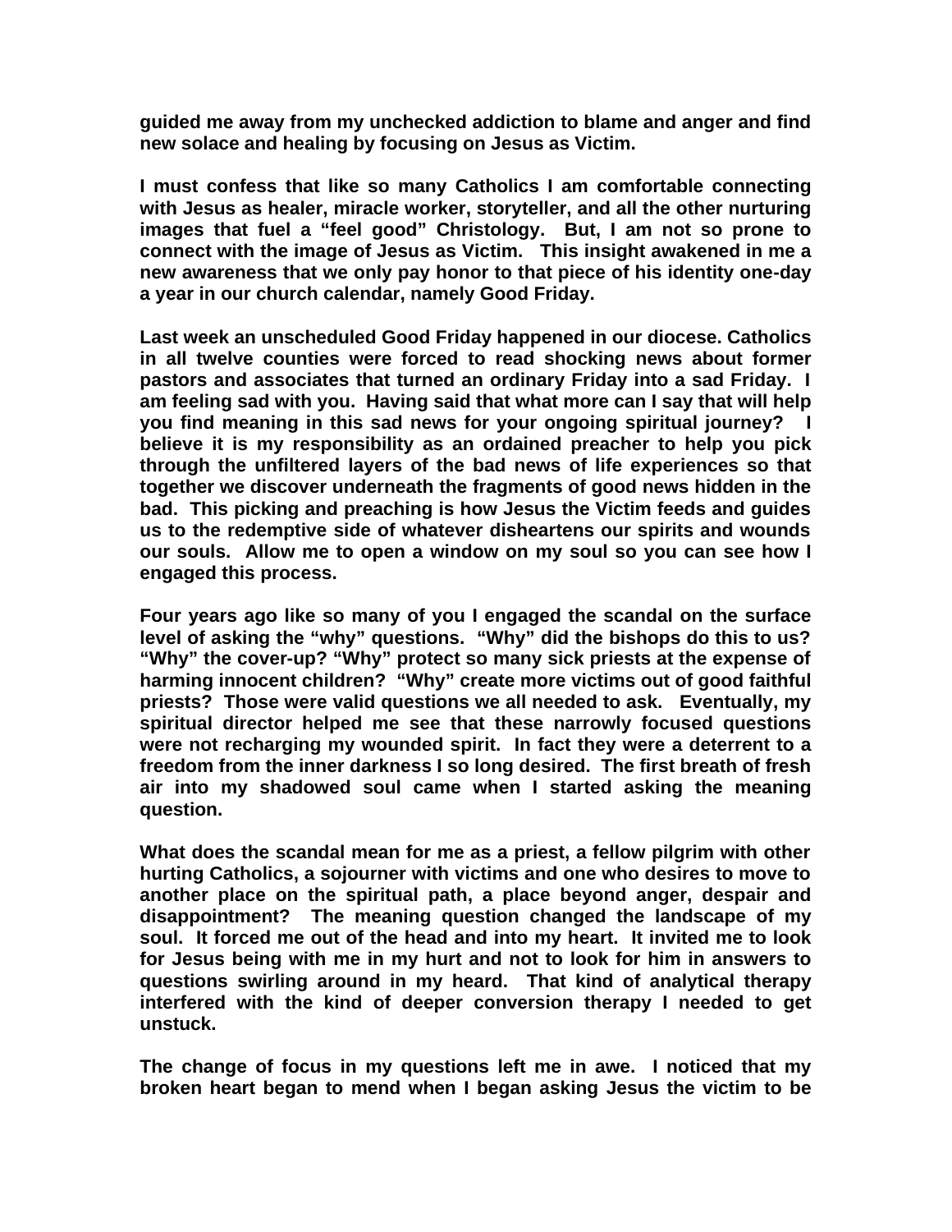**guided me away from my unchecked addiction to blame and anger and find new solace and healing by focusing on Jesus as Victim.**

**I must confess that like so many Catholics I am comfortable connecting with Jesus as healer, miracle worker, storyteller, and all the other nurturing images that fuel a "feel good" Christology. But, I am not so prone to connect with the image of Jesus as Victim. This insight awakened in me a new awareness that we only pay honor to that piece of his identity one-day a year in our church calendar, namely Good Friday.**

**Last week an unscheduled Good Friday happened in our diocese. Catholics in all twelve counties were forced to read shocking news about former pastors and associates that turned an ordinary Friday into a sad Friday. I am feeling sad with you. Having said that what more can I say that will help you find meaning in this sad news for your ongoing spiritual journey? I believe it is my responsibility as an ordained preacher to help you pick through the unfiltered layers of the bad news of life experiences so that together we discover underneath the fragments of good news hidden in the bad. This picking and preaching is how Jesus the Victim feeds and guides us to the redemptive side of whatever disheartens our spirits and wounds our souls. Allow me to open a window on my soul so you can see how I engaged this process.**

**Four years ago like so many of you I engaged the scandal on the surface level of asking the "why" questions. "Why" did the bishops do this to us? "Why" the cover-up? "Why" protect so many sick priests at the expense of harming innocent children? "Why" create more victims out of good faithful priests? Those were valid questions we all needed to ask. Eventually, my spiritual director helped me see that these narrowly focused questions were not recharging my wounded spirit. In fact they were a deterrent to a freedom from the inner darkness I so long desired. The first breath of fresh air into my shadowed soul came when I started asking the meaning question.**

**What does the scandal mean for me as a priest, a fellow pilgrim with other hurting Catholics, a sojourner with victims and one who desires to move to another place on the spiritual path, a place beyond anger, despair and disappointment? The meaning question changed the landscape of my soul. It forced me out of the head and into my heart. It invited me to look for Jesus being with me in my hurt and not to look for him in answers to questions swirling around in my heard. That kind of analytical therapy interfered with the kind of deeper conversion therapy I needed to get unstuck.**

**The change of focus in my questions left me in awe. I noticed that my broken heart began to mend when I began asking Jesus the victim to be**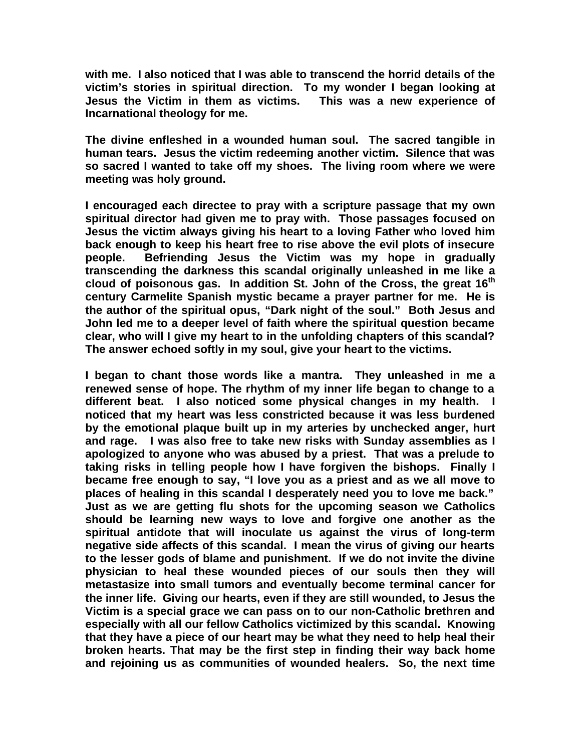**with me. I also noticed that I was able to transcend the horrid details of the victim's stories in spiritual direction. To my wonder I began looking at Jesus the Victim in them as victims. This was a new experience of Incarnational theology for me.**

**The divine enfleshed in a wounded human soul. The sacred tangible in human tears. Jesus the victim redeeming another victim. Silence that was so sacred I wanted to take off my shoes. The living room where we were meeting was holy ground.**

**I encouraged each directee to pray with a scripture passage that my own spiritual director had given me to pray with. Those passages focused on Jesus the victim always giving his heart to a loving Father who loved him back enough to keep his heart free to rise above the evil plots of insecure people. Befriending Jesus the Victim was my hope in gradually transcending the darkness this scandal originally unleashed in me like a cloud of poisonous gas. In addition St. John of the Cross, the great 16th century Carmelite Spanish mystic became a prayer partner for me. He is the author of the spiritual opus, "Dark night of the soul." Both Jesus and John led me to a deeper level of faith where the spiritual question became clear, who will I give my heart to in the unfolding chapters of this scandal? The answer echoed softly in my soul, give your heart to the victims.**

**I began to chant those words like a mantra. They unleashed in me a renewed sense of hope. The rhythm of my inner life began to change to a different beat. I also noticed some physical changes in my health. I noticed that my heart was less constricted because it was less burdened by the emotional plaque built up in my arteries by unchecked anger, hurt and rage. I was also free to take new risks with Sunday assemblies as I apologized to anyone who was abused by a priest. That was a prelude to taking risks in telling people how I have forgiven the bishops. Finally I became free enough to say, "I love you as a priest and as we all move to places of healing in this scandal I desperately need you to love me back." Just as we are getting flu shots for the upcoming season we Catholics should be learning new ways to love and forgive one another as the spiritual antidote that will inoculate us against the virus of long-term negative side affects of this scandal. I mean the virus of giving our hearts to the lesser gods of blame and punishment. If we do not invite the divine physician to heal these wounded pieces of our souls then they will metastasize into small tumors and eventually become terminal cancer for the inner life. Giving our hearts, even if they are still wounded, to Jesus the Victim is a special grace we can pass on to our non-Catholic brethren and especially with all our fellow Catholics victimized by this scandal. Knowing that they have a piece of our heart may be what they need to help heal their broken hearts. That may be the first step in finding their way back home and rejoining us as communities of wounded healers. So, the next time**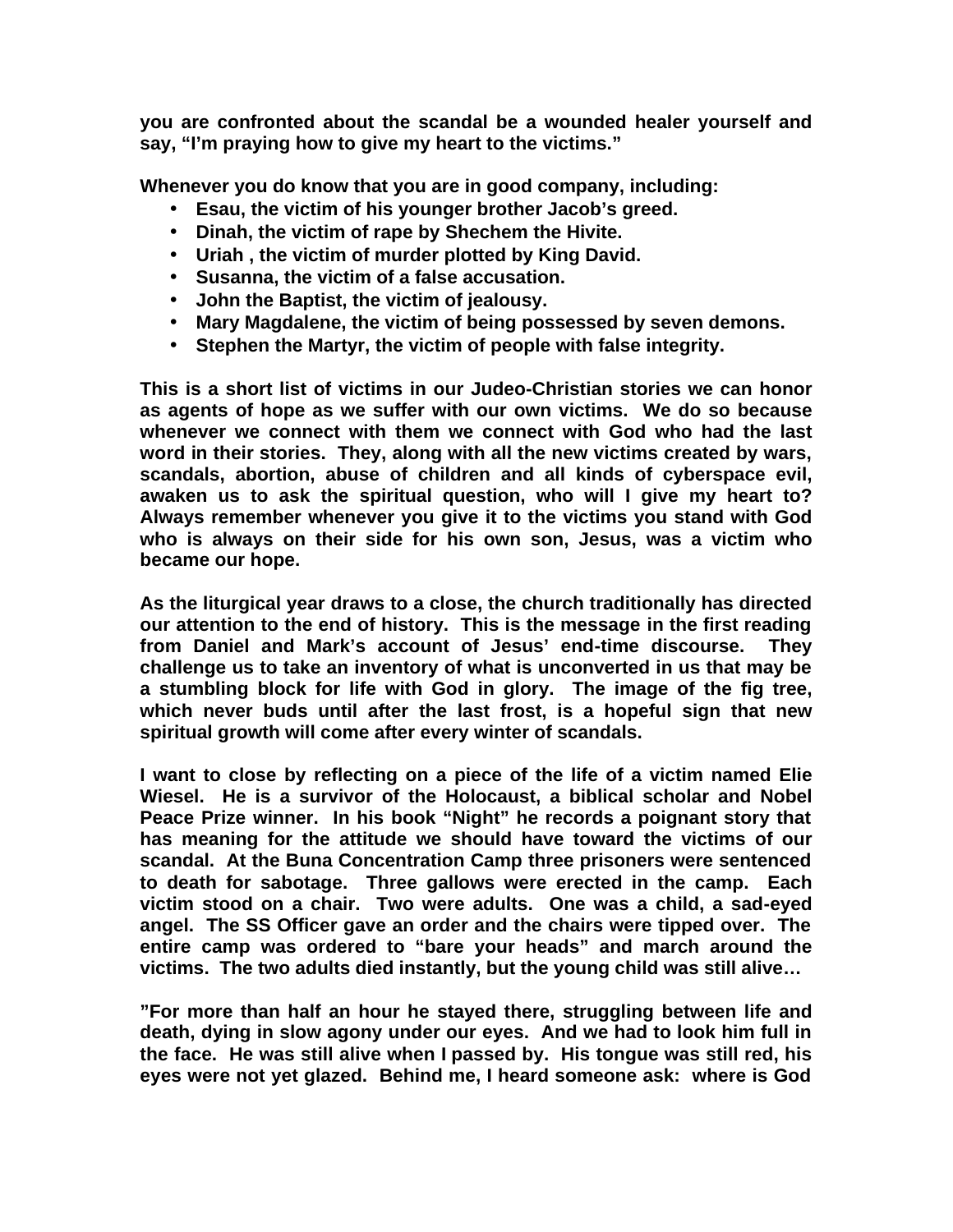**you are confronted about the scandal be a wounded healer yourself and say, "I'm praying how to give my heart to the victims."**

**Whenever you do know that you are in good company, including:**

- **Esau, the victim of his younger brother Jacob's greed.**
- **Dinah, the victim of rape by Shechem the Hivite.**
- **Uriah , the victim of murder plotted by King David.**
- **Susanna, the victim of a false accusation.**
- **John the Baptist, the victim of jealousy.**
- **Mary Magdalene, the victim of being possessed by seven demons.**
- **Stephen the Martyr, the victim of people with false integrity.**

**This is a short list of victims in our Judeo-Christian stories we can honor as agents of hope as we suffer with our own victims. We do so because whenever we connect with them we connect with God who had the last word in their stories. They, along with all the new victims created by wars, scandals, abortion, abuse of children and all kinds of cyberspace evil, awaken us to ask the spiritual question, who will I give my heart to? Always remember whenever you give it to the victims you stand with God who is always on their side for his own son, Jesus, was a victim who became our hope.**

**As the liturgical year draws to a close, the church traditionally has directed our attention to the end of history. This is the message in the first reading from Daniel and Mark's account of Jesus' end-time discourse. They challenge us to take an inventory of what is unconverted in us that may be a stumbling block for life with God in glory. The image of the fig tree, which never buds until after the last frost, is a hopeful sign that new spiritual growth will come after every winter of scandals.**

**I want to close by reflecting on a piece of the life of a victim named Elie Wiesel. He is a survivor of the Holocaust, a biblical scholar and Nobel Peace Prize winner. In his book "Night" he records a poignant story that has meaning for the attitude we should have toward the victims of our scandal. At the Buna Concentration Camp three prisoners were sentenced to death for sabotage. Three gallows were erected in the camp. Each victim stood on a chair. Two were adults. One was a child, a sad-eyed angel. The SS Officer gave an order and the chairs were tipped over. The entire camp was ordered to "bare your heads" and march around the victims. The two adults died instantly, but the young child was still alive…**

**"For more than half an hour he stayed there, struggling between life and death, dying in slow agony under our eyes. And we had to look him full in the face. He was still alive when I passed by. His tongue was still red, his eyes were not yet glazed. Behind me, I heard someone ask: where is God**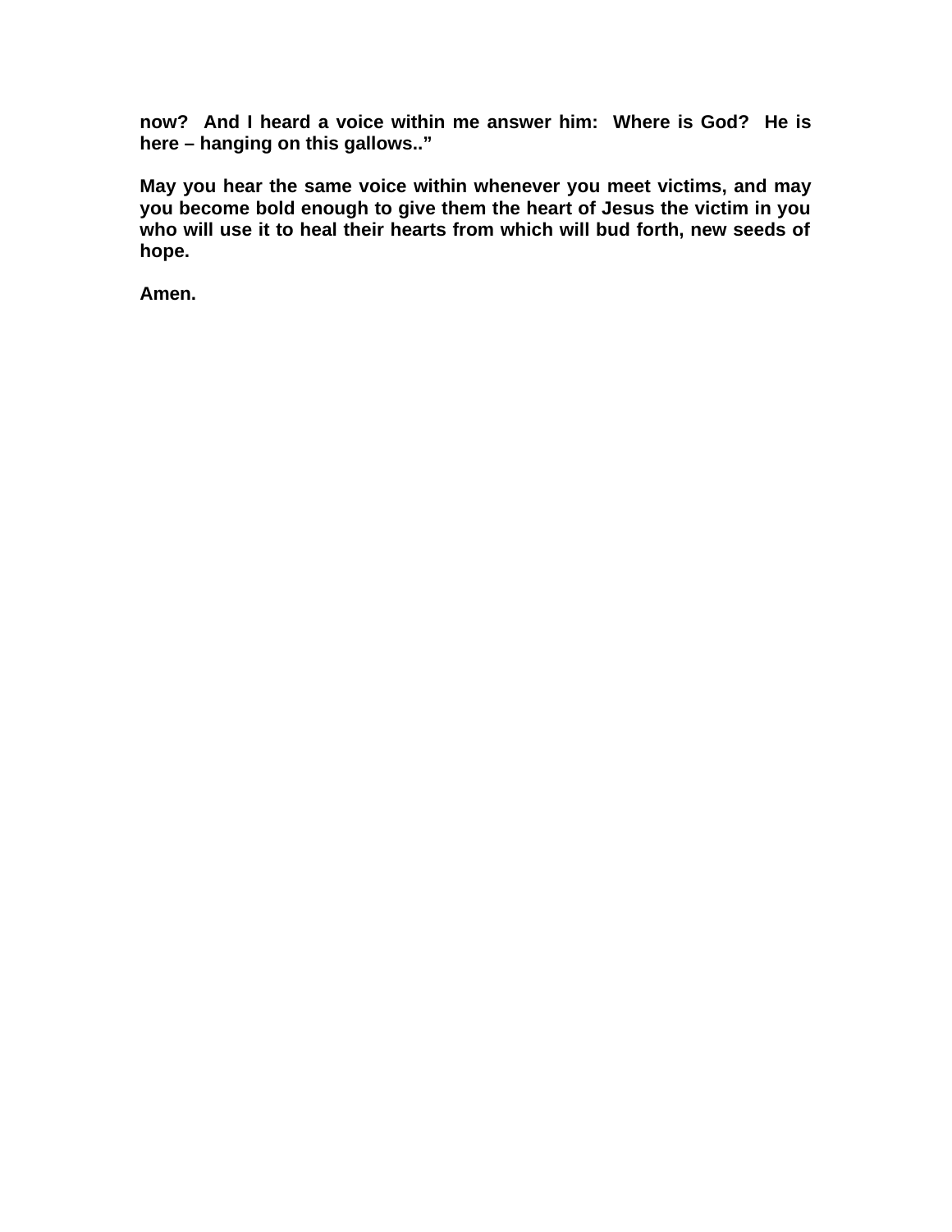**now? And I heard a voice within me answer him: Where is God? He is here – hanging on this gallows..”**

**May you hear the same voice within whenever you meet victims, and may you become bold enough to give them the heart of Jesus the victim in you who will use it to heal their hearts from which will bud forth, new seeds of hope.**

**Amen.**